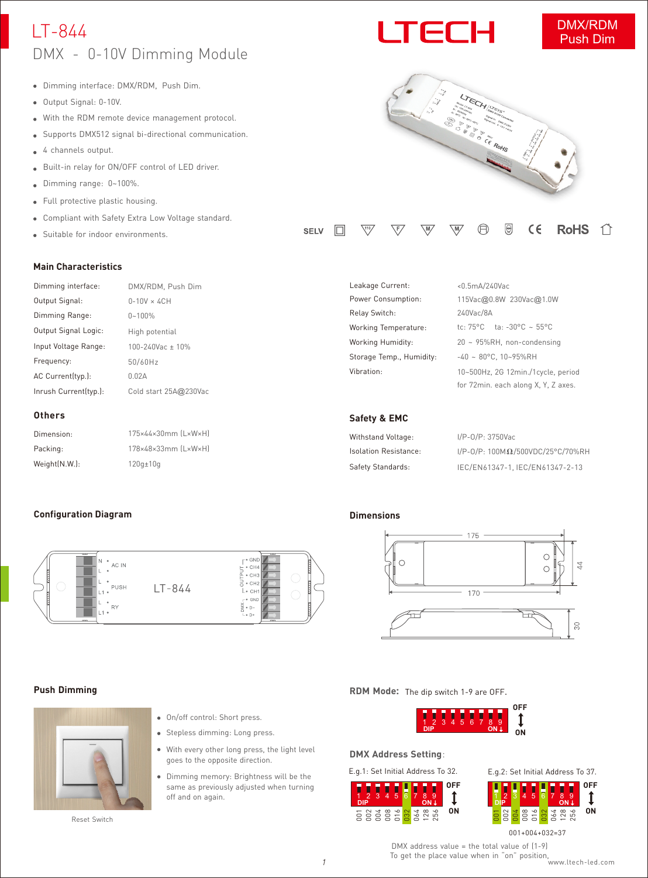# LT-844

## DMX - 0-10V Dimming Module

DMX/RDM
Push Dim

- Dimming interface: DMX/RDM, Push Dim.
- Output Signal: 0-10V.
- With the RDM remote device management protocol.
- Supports DMX512 signal bi-directional communication.
- 4 channels output.
- Built-in relay for ON/OFF control of LED driver.
- Dimming range: 0~100%.
- Full protective plastic housing.
- Compliant with Safety Extra Low Voltage standard.
- Suitable for indoor environments.

SELV CE RoHS

### Main Characteristics

| | |
|---|---|
| Dimming interface: | DMX/RDM, Push Dim |
| Output Signal: | 0-10V × 4CH |
| Dimming Range: | 0~100% |
| Output Signal Logic: | High potential |
| Input Voltage Range: | 100-240Vac ± 10% |
| Frequency: | 50/60Hz |
| AC Current(typ.): | 0.02A |
| Inrush Current(typ.): | Cold start 25A@230Vac |
| Leakage Current: | <0.5mA/240Vac |
| Power Consumption: | 115Vac@0.8W 230Vac@1.0W |
| Relay Switch: | 240Vac/8A |
| Working Temperature: | tc: 75°C ta: -30°C ~ 55°C |
| Working Humidity: | 20 ~ 95%RH, non-condensing |
| Storage Temp., Humidity: | -40 ~ 80°C, 10~95%RH |
| Vibration: | 10~500Hz, 2G 12min./1cycle, period for 72min. each along X, Y, Z axes. |

### Others

| | |
|---|---|
| Dimension: | 175×44×30mm (L×W×H) |
| Packing: | 178×48×33mm (L×W×H) |
| Weight(N.W.): | 120g±10g |

### Safety & EMC

| | |
|---|---|
| Withstand Voltage: | I/P-O/P: 3750Vac |
| Isolation Resistance: | I/P-O/P: 100MΩ/500VDC/25°C/70%RH |
| Safety Standards: | IEC/EN61347-1, IEC/EN61347-2-13 |

### Configuration Diagram

LT-844: N, L – AC IN; L, L1 – PUSH; L, L1 – RY; OUTPUT: GND, CH4, CH3, CH2, CH1; DMX: GND, D-, D+

### Dimensions

175, 170, 44, 30

### Push Dimming

- On/off control: Short press.
- Stepless dimming: Long press.
- With every other long press, the light level goes to the opposite direction.
- Dimming memory: Brightness will be the same as previously adjusted when turning off and on again.

Reset Switch

### RDM Mode: The dip switch 1-9 are OFF.

### DMX Address Setting:

E.g.1: Set Initial Address To 32.

E.g.2: Set Initial Address To 37.

001 002 004 008 016 032 064 128 256

001+004+032=37

DMX address value = the total value of (1-9)
To get the place value when in "on" position.

www.ltech-led.com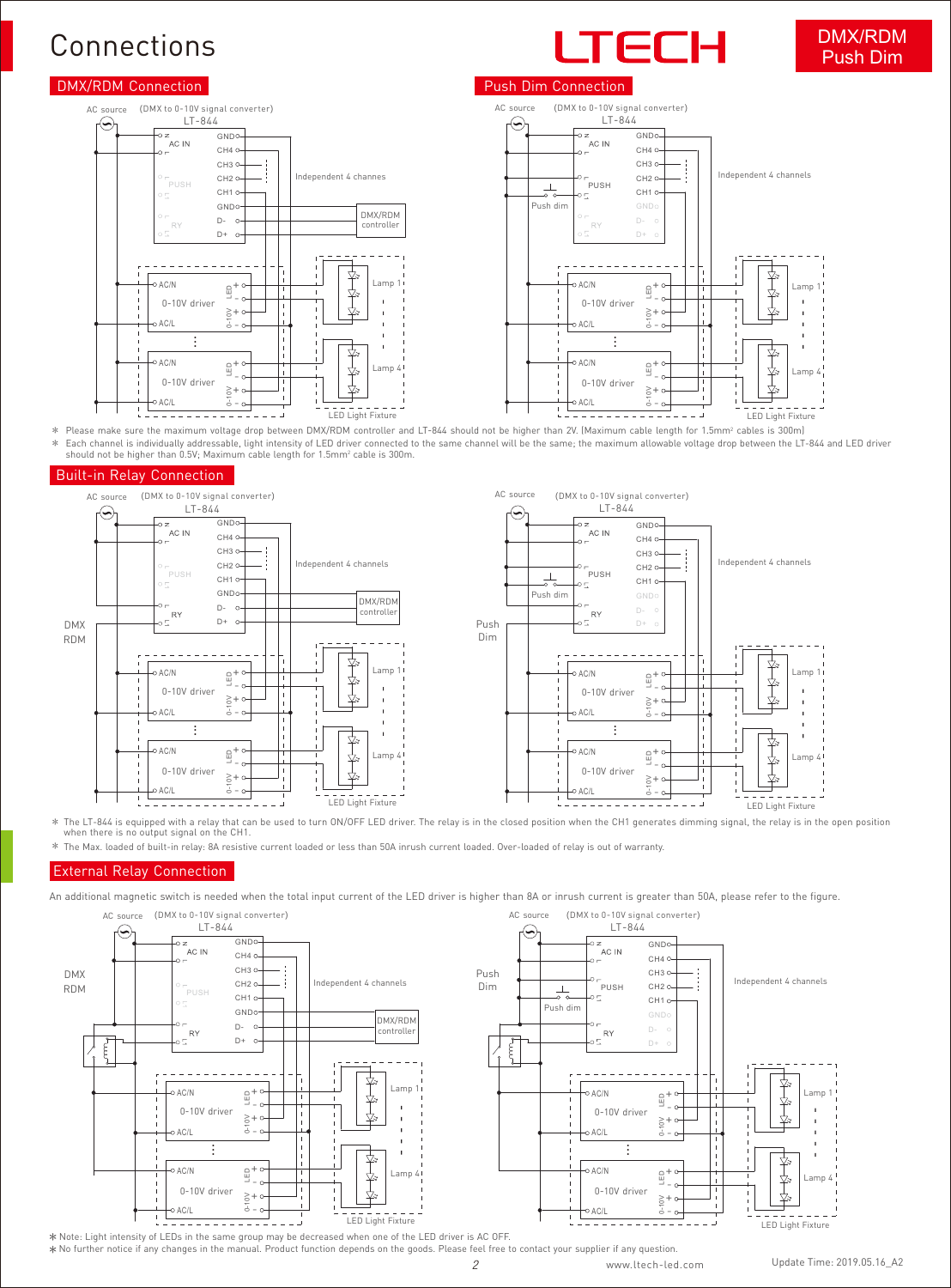# Connections

DMX/RDM
Push Dim

## DMX/RDM Connection

AC source
(DMX to 0-10V signal converter)
LT-844
AC IN
PUSH
RY
GND
CH4
CH3
CH2
CH1
GND
D-
D+
Independent 4 channes
DMX/RDM controller
AC/N
0-10V driver
AC/L
LED
0-10V
Lamp 1
Lamp 4
LED Light Fixture

## Push Dim Connection

AC source
(DMX to 0-10V signal converter)
LT-844
AC IN
PUSH
Push dim
RY
GND
CH4
CH3
CH2
CH1
GND
D-
D+
Independent 4 channels
AC/N
0-10V driver
AC/L
LED
0-10V
Lamp 1
Lamp 4
LED Light Fixture

* Please make sure the maximum voltage drop between DMX/RDM controller and LT-844 should not be higher than 2V. (Maximum cable length for 1.5mm² cables is 300m)
* Each channel is individually addressable, light intensity of LED driver connected to the same channel will be the same; the maximum allowable voltage drop between the LT-844 and LED driver should not be higher than 0.5V; Maximum cable length for 1.5mm² cable is 300m.

## Built-in Relay Connection

AC source
(DMX to 0-10V signal converter)
LT-844
DMX
RDM
Independent 4 channels
DMX/RDM controller
Lamp 1
Lamp 4
LED Light Fixture

AC source
(DMX to 0-10V signal converter)
LT-844
Push Dim
Push dim
Independent 4 channels
Lamp 1
Lamp 4
LED Light Fixture

* The LT-844 is equipped with a relay that can be used to turn ON/OFF LED driver. The relay is in the closed position when the CH1 generates dimming signal, the relay is in the open position when there is no output signal on the CH1.
* The Max. loaded of built-in relay: 8A resistive current loaded or less than 50A inrush current loaded. Over-loaded of relay is out of warranty.

## External Relay Connection

An additional magnetic switch is needed when the total input current of the LED driver is higher than 8A or inrush current is greater than 50A, please refer to the figure.

AC source
(DMX to 0-10V signal converter)
LT-844
DMX
RDM
Independent 4 channels
DMX/RDM controller
Lamp 1
Lamp 4
LED Light Fixture

AC source
(DMX to 0-10V signal converter)
LT-844
Push Dim
Push dim
Independent 4 channels
Lamp 1
Lamp 4
LED Light Fixture

* Note: Light intensity of LEDs in the same group may be decreased when one of the LED driver is AC OFF.
* No further notice if any changes in the manual. Product function depends on the goods. Please feel free to contact your supplier if any question.

www.ltech-led.com

Update Time: 2019.05.16_A2